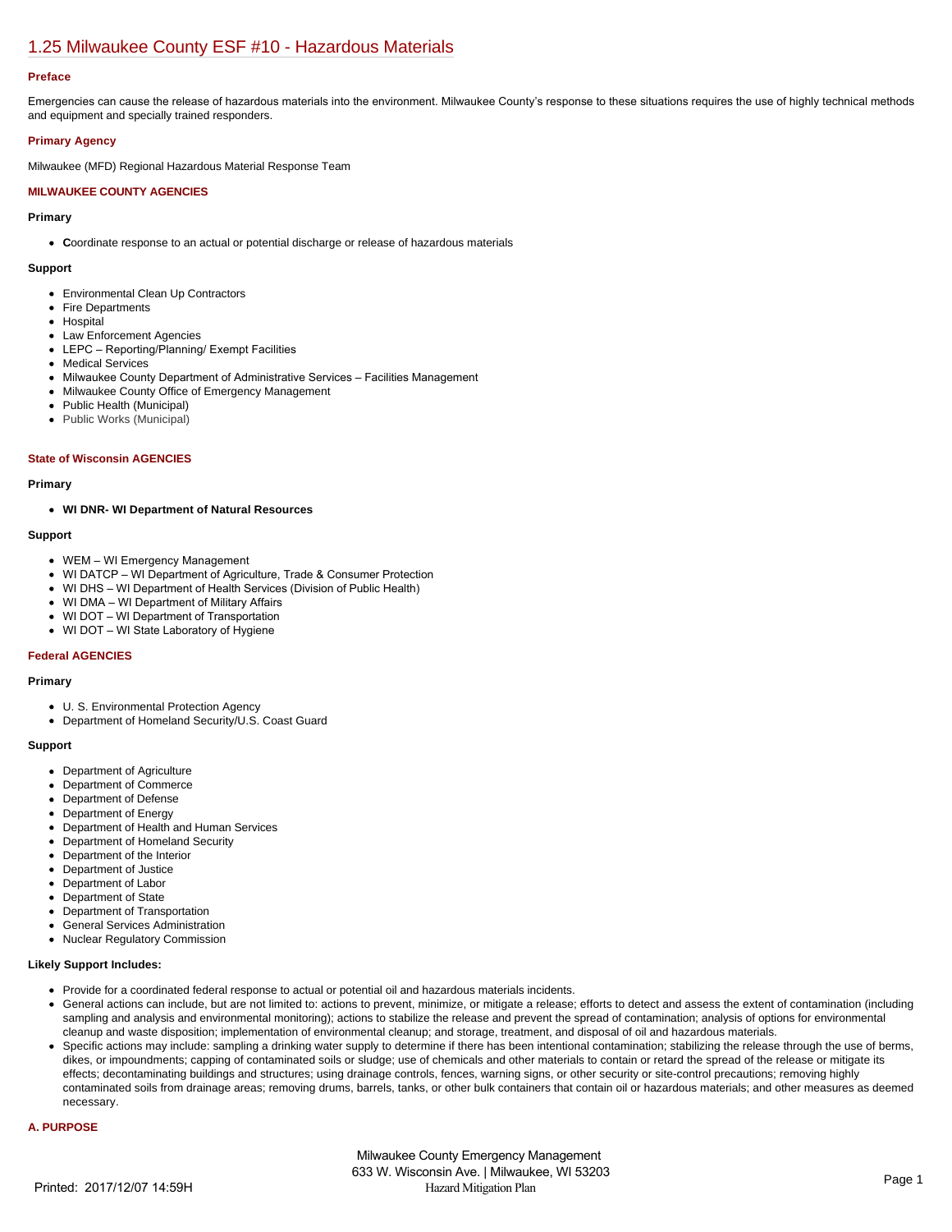# 1.25 Milwaukee County ESF #10 - Hazardous Materials

### Preface

Emergencies can cause the release of hazardous materials into the environment. Milwaukee County's response to these situations requires the use of highly technical methods and equipment and specially trained responders.

### Primary Agency

Milwaukee (MFD) Regional Hazardous Material Response Team

### MILWAUKEE COUNTY AGENCIES

#### Primary

- **C**oordinate response to an actual or potential discharge or release of hazardous materials

#### Support

- Environmental Clean Up Contractors
- Fire Departments
- Hospital
- Law Enforcement Agencies
- LEPC – Reporting/Planning/ Exempt Facilities
- Medical Services
- Milwaukee County Department of Administrative Services – Facilities Management
- Milwaukee County Office of Emergency Management
- Public Health (Municipal)
- Public Works (Municipal)

### State of Wisconsin AGENCIES

#### Primary

- **WI DNR- WI Department of Natural Resources**

#### Support

- WEM – WI Emergency Management
- WI DATCP – WI Department of Agriculture, Trade & Consumer Protection
- WI DHS – WI Department of Health Services (Division of Public Health)
- WI DMA – WI Department of Military Affairs
- WI DOT – WI Department of Transportation
- WI DOT – WI State Laboratory of Hygiene

### Federal AGENCIES

#### Primary

- U. S. Environmental Protection Agency
- Department of Homeland Security/U.S. Coast Guard

#### Support

- Department of Agriculture
- Department of Commerce
- Department of Defense
- Department of Energy
- Department of Health and Human Services
- Department of Homeland Security
- Department of the Interior
- Department of Justice
- Department of Labor
- Department of State
- Department of Transportation
- General Services Administration
- Nuclear Regulatory Commission

#### Likely Support Includes:

- Provide for a coordinated federal response to actual or potential oil and hazardous materials incidents.
- General actions can include, but are not limited to: actions to prevent, minimize, or mitigate a release; efforts to detect and assess the extent of contamination (including sampling and analysis and environmental monitoring); actions to stabilize the release and prevent the spread of contamination; analysis of options for environmental cleanup and waste disposition; implementation of environmental cleanup; and storage, treatment, and disposal of oil and hazardous materials.
- Specific actions may include: sampling a drinking water supply to determine if there has been intentional contamination; stabilizing the release through the use of berms, dikes, or impoundments; capping of contaminated soils or sludge; use of chemicals and other materials to contain or retard the spread of the release or mitigate its effects; decontaminating buildings and structures; using drainage controls, fences, warning signs, or other security or site-control precautions; removing highly contaminated soils from drainage areas; removing drums, barrels, tanks, or other bulk containers that contain oil or hazardous materials; and other measures as deemed necessary.

### A. PURPOSE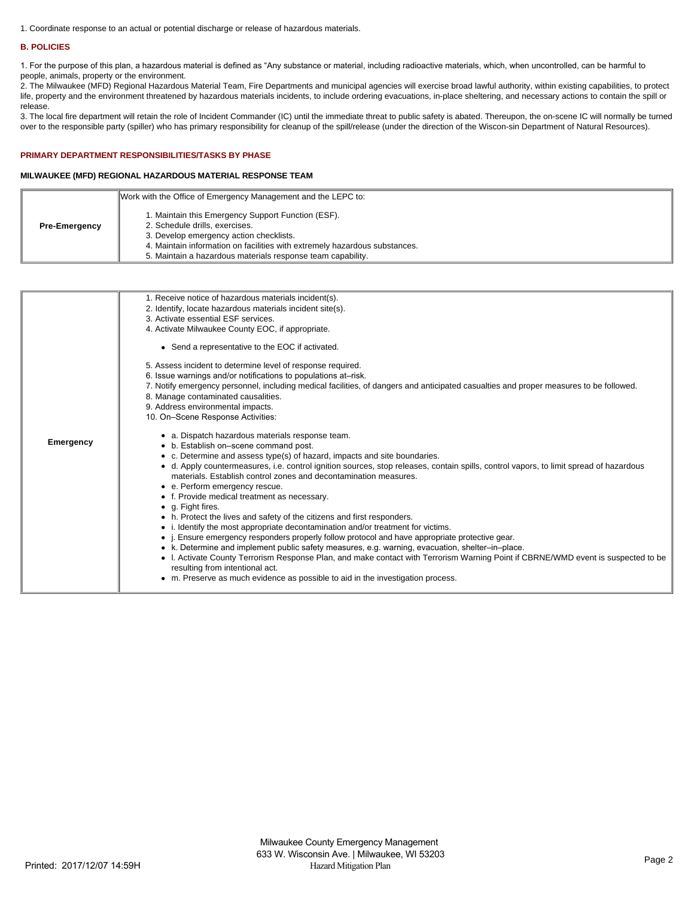1. Coordinate response to an actual or potential discharge or release of hazardous materials.

## B. POLICIES

1. For the purpose of this plan, a hazardous material is defined as "Any substance or material, including radioactive materials, which, when uncontrolled, can be harmful to people, animals, property or the environment.
2. The Milwaukee (MFD) Regional Hazardous Material Team, Fire Departments and municipal agencies will exercise broad lawful authority, within existing capabilities, to protect life, property and the environment threatened by hazardous materials incidents, to include ordering evacuations, in-place sheltering, and necessary actions to contain the spill or release.
3. The local fire department will retain the role of Incident Commander (IC) until the immediate threat to public safety is abated. Thereupon, the on-scene IC will normally be turned over to the responsible party (spiller) who has primary responsibility for cleanup of the spill/release (under the direction of the Wiscon-sin Department of Natural Resources).

## PRIMARY DEPARTMENT RESPONSIBILITIES/TASKS BY PHASE

### MILWAUKEE (MFD) REGIONAL HAZARDOUS MATERIAL RESPONSE TEAM

| | |
|---|---|
| **Pre-Emergency** | Work with the Office of Emergency Management and the LEPC to:<br><br>1. Maintain this Emergency Support Function (ESF).<br>2. Schedule drills, exercises.<br>3. Develop emergency action checklists.<br>4. Maintain information on facilities with extremely hazardous substances.<br>5. Maintain a hazardous materials response team capability. |

| | |
|---|---|
| **Emergency** | 1. Receive notice of hazardous materials incident(s).<br>2. Identify, locate hazardous materials incident site(s).<br>3. Activate essential ESF services.<br>4. Activate Milwaukee County EOC, if appropriate.<br><br>• Send a representative to the EOC if activated.<br><br>5. Assess incident to determine level of response required.<br>6. Issue warnings and/or notifications to populations at–risk.<br>7. Notify emergency personnel, including medical facilities, of dangers and anticipated casualties and proper measures to be followed.<br>8. Manage contaminated causalities.<br>9. Address environmental impacts.<br>10. On–Scene Response Activities:<br><br>• a. Dispatch hazardous materials response team.<br>• b. Establish on–scene command post.<br>• c. Determine and assess type(s) of hazard, impacts and site boundaries.<br>• d. Apply countermeasures, i.e. control ignition sources, stop releases, contain spills, control vapors, to limit spread of hazardous materials. Establish control zones and decontamination measures.<br>• e. Perform emergency rescue.<br>• f. Provide medical treatment as necessary.<br>• g. Fight fires.<br>• h. Protect the lives and safety of the citizens and first responders.<br>• i. Identify the most appropriate decontamination and/or treatment for victims.<br>• j. Ensure emergency responders properly follow protocol and have appropriate protective gear.<br>• k. Determine and implement public safety measures, e.g. warning, evacuation, shelter–in–place.<br>• l. Activate County Terrorism Response Plan, and make contact with Terrorism Warning Point if CBRNE/WMD event is suspected to be resulting from intentional act.<br>• m. Preserve as much evidence as possible to aid in the investigation process. |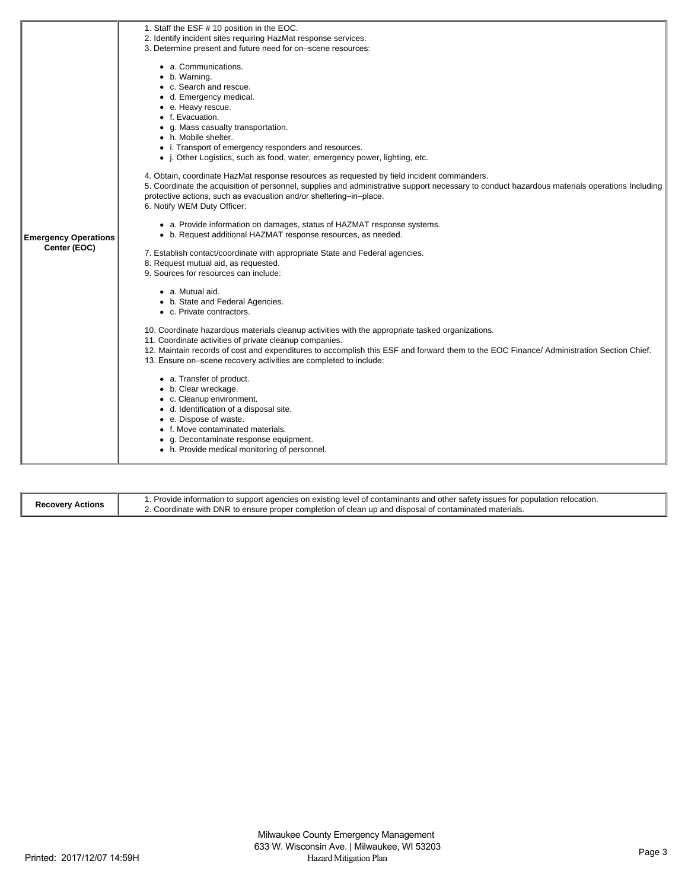| | |
|---|---|
| **Emergency Operations Center (EOC)** | 1. Staff the ESF # 10 position in the EOC.<br>2. Identify incident sites requiring HazMat response services.<br>3. Determine present and future need for on–scene resources:<br><br>• a. Communications.<br>• b. Warning.<br>• c. Search and rescue.<br>• d. Emergency medical.<br>• e. Heavy rescue.<br>• f. Evacuation.<br>• g. Mass casualty transportation.<br>• h. Mobile shelter.<br>• i. Transport of emergency responders and resources.<br>• j. Other Logistics, such as food, water, emergency power, lighting, etc.<br><br>4. Obtain, coordinate HazMat response resources as requested by field incident commanders.<br>5. Coordinate the acquisition of personnel, supplies and administrative support necessary to conduct hazardous materials operations Including protective actions, such as evacuation and/or sheltering–in–place.<br>6. Notify WEM Duty Officer:<br><br>• a. Provide information on damages, status of HAZMAT response systems.<br>• b. Request additional HAZMAT response resources, as needed.<br><br>7. Establish contact/coordinate with appropriate State and Federal agencies.<br>8. Request mutual aid, as requested.<br>9. Sources for resources can include:<br><br>• a. Mutual aid.<br>• b. State and Federal Agencies.<br>• c. Private contractors.<br><br>10. Coordinate hazardous materials cleanup activities with the appropriate tasked organizations.<br>11. Coordinate activities of private cleanup companies.<br>12. Maintain records of cost and expenditures to accomplish this ESF and forward them to the EOC Finance/ Administration Section Chief.<br>13. Ensure on–scene recovery activities are completed to include:<br><br>• a. Transfer of product.<br>• b. Clear wreckage.<br>• c. Cleanup environment.<br>• d. Identification of a disposal site.<br>• e. Dispose of waste.<br>• f. Move contaminated materials.<br>• g. Decontaminate response equipment.<br>• h. Provide medical monitoring of personnel. |

| | |
|---|---|
| **Recovery Actions** | 1. Provide information to support agencies on existing level of contaminants and other safety issues for population relocation.<br>2. Coordinate with DNR to ensure proper completion of clean up and disposal of contaminated materials. |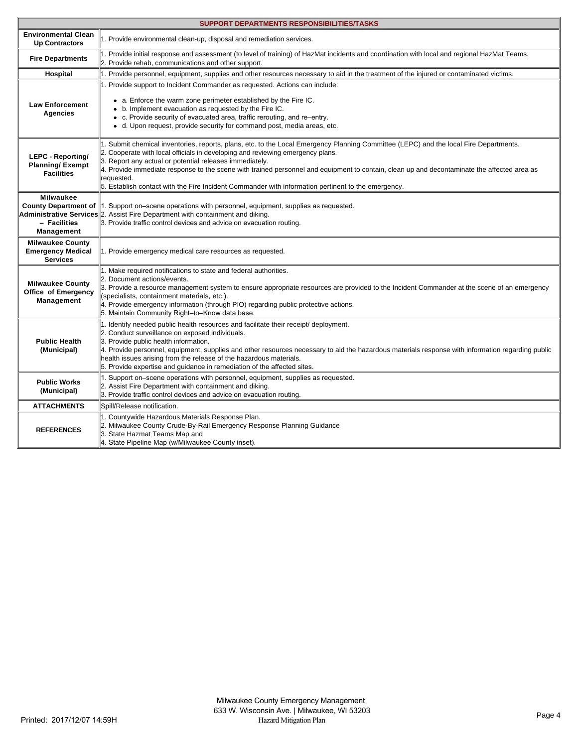| SUPPORT DEPARTMENTS RESPONSIBILITIES/TASKS | |
|---|---|
| **Environmental Clean Up Contractors** | 1. Provide environmental clean-up, disposal and remediation services. |
| **Fire Departments** | 1. Provide initial response and assessment (to level of training) of HazMat incidents and coordination with local and regional HazMat Teams.<br>2. Provide rehab, communications and other support. |
| **Hospital** | 1. Provide personnel, equipment, supplies and other resources necessary to aid in the treatment of the injured or contaminated victims. |
| **Law Enforcement Agencies** | 1. Provide support to Incident Commander as requested. Actions can include:<br>• a. Enforce the warm zone perimeter established by the Fire IC.<br>• b. Implement evacuation as requested by the Fire IC.<br>• c. Provide security of evacuated area, traffic rerouting, and re–entry.<br>• d. Upon request, provide security for command post, media areas, etc. |
| **LEPC - Reporting/ Planning/ Exempt Facilities** | 1. Submit chemical inventories, reports, plans, etc. to the Local Emergency Planning Committee (LEPC) and the local Fire Departments.<br>2. Cooperate with local officials in developing and reviewing emergency plans.<br>3. Report any actual or potential releases immediately.<br>4. Provide immediate response to the scene with trained personnel and equipment to contain, clean up and decontaminate the affected area as requested.<br>5. Establish contact with the Fire Incident Commander with information pertinent to the emergency. |
| **Milwaukee County Department of Administrative Services – Facilities Management** | 1. Support on–scene operations with personnel, equipment, supplies as requested.<br>2. Assist Fire Department with containment and diking.<br>3. Provide traffic control devices and advice on evacuation routing. |
| **Milwaukee County Emergency Medical Services** | 1. Provide emergency medical care resources as requested. |
| **Milwaukee County Office of Emergency Management** | 1. Make required notifications to state and federal authorities.<br>2. Document actions/events.<br>3. Provide a resource management system to ensure appropriate resources are provided to the Incident Commander at the scene of an emergency (specialists, containment materials, etc.).<br>4. Provide emergency information (through PIO) regarding public protective actions.<br>5. Maintain Community Right–to–Know data base. |
| **Public Health (Municipal)** | 1. Identify needed public health resources and facilitate their receipt/ deployment.<br>2. Conduct surveillance on exposed individuals.<br>3. Provide public health information.<br>4. Provide personnel, equipment, supplies and other resources necessary to aid the hazardous materials response with information regarding public health issues arising from the release of the hazardous materials.<br>5. Provide expertise and guidance in remediation of the affected sites. |
| **Public Works (Municipal)** | 1. Support on–scene operations with personnel, equipment, supplies as requested.<br>2. Assist Fire Department with containment and diking.<br>3. Provide traffic control devices and advice on evacuation routing. |
| **ATTACHMENTS** | Spill/Release notification. |
| **REFERENCES** | 1. Countywide Hazardous Materials Response Plan.<br>2. Milwaukee County Crude-By-Rail Emergency Response Planning Guidance<br>3. State Hazmat Teams Map and<br>4. State Pipeline Map (w/Milwaukee County inset). |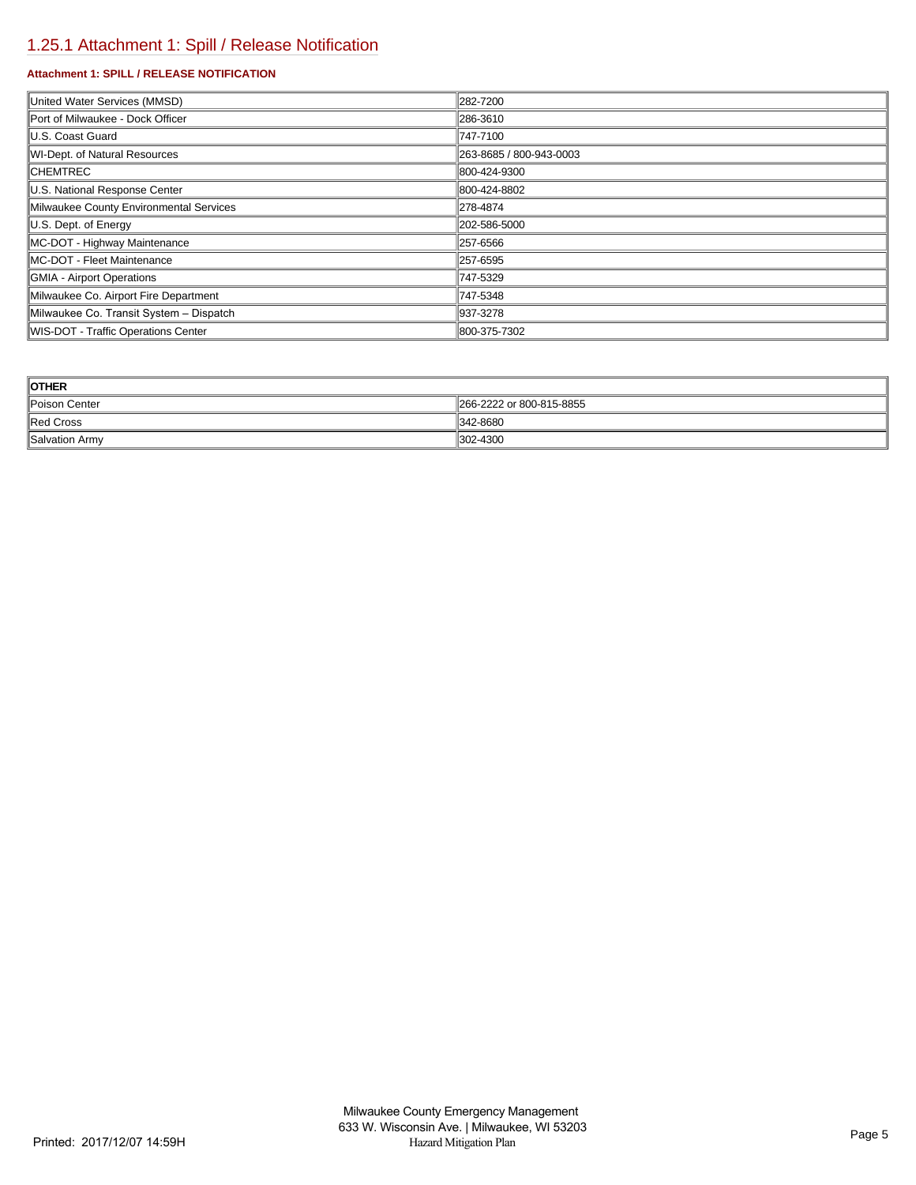## 1.25.1 Attachment 1: Spill / Release Notification

**Attachment 1: SPILL / RELEASE NOTIFICATION**

| | |
|---|---|
| United Water Services (MMSD) | 282-7200 |
| Port of Milwaukee - Dock Officer | 286-3610 |
| U.S. Coast Guard | 747-7100 |
| WI-Dept. of Natural Resources | 263-8685 / 800-943-0003 |
| CHEMTREC | 800-424-9300 |
| U.S. National Response Center | 800-424-8802 |
| Milwaukee County Environmental Services | 278-4874 |
| U.S. Dept. of Energy | 202-586-5000 |
| MC-DOT - Highway Maintenance | 257-6566 |
| MC-DOT - Fleet Maintenance | 257-6595 |
| GMIA - Airport Operations | 747-5329 |
| Milwaukee Co. Airport Fire Department | 747-5348 |
| Milwaukee Co. Transit System – Dispatch | 937-3278 |
| WIS-DOT - Traffic Operations Center | 800-375-7302 |

| **OTHER** | |
|---|---|
| Poison Center | 266-2222 or 800-815-8855 |
| Red Cross | 342-8680 |
| Salvation Army | 302-4300 |